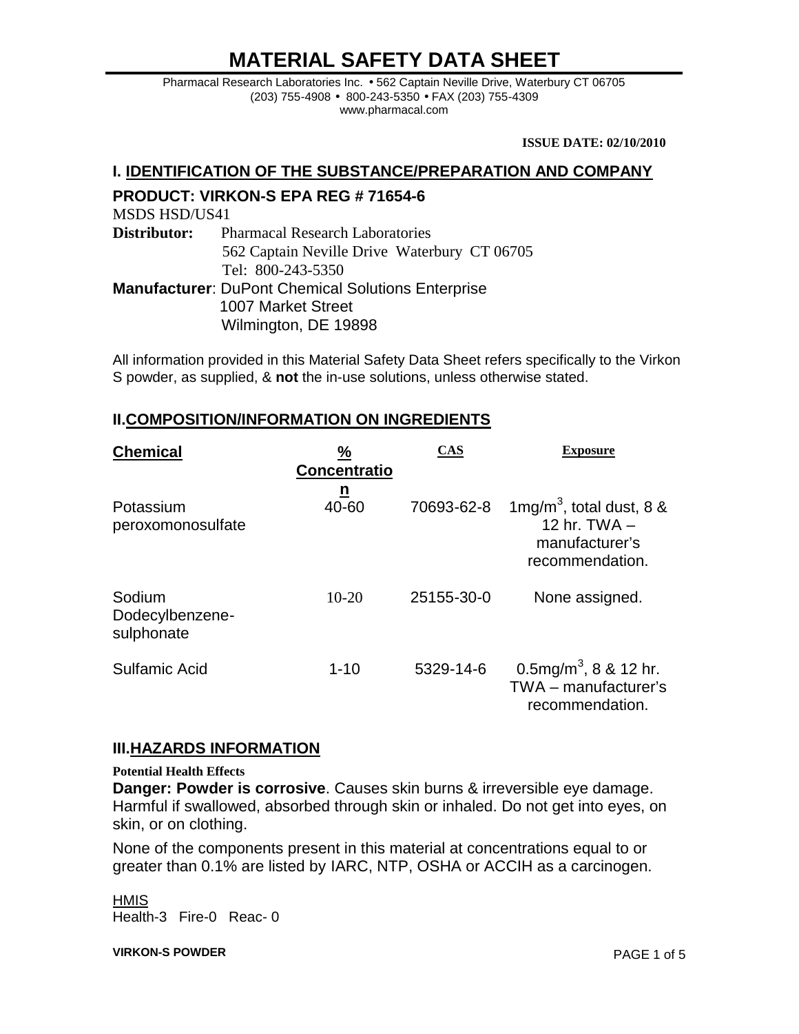# MATERIAL SAFETY DATA SHEET

Pharmacal Research Laboratories Inc. • 562 Captain Neville Drive, Waterbury CT 06705
(203) 755-4908 • 800-243-5350 • FAX (203) 755-4309
www.pharmacal.com

**ISSUE DATE: 02/10/2010**

## I. IDENTIFICATION OF THE SUBSTANCE/PREPARATION AND COMPANY

### PRODUCT: VIRKON-S EPA REG # 71654-6

MSDS HSD/US41

**Distributor:** Pharmacal Research Laboratories
562 Captain Neville Drive Waterbury CT 06705
Tel: 800-243-5350

**Manufacturer**: DuPont Chemical Solutions Enterprise
1007 Market Street
Wilmington, DE 19898

All information provided in this Material Safety Data Sheet refers specifically to the Virkon S powder, as supplied, & **not** the in-use solutions, unless otherwise stated.

## II. COMPOSITION/INFORMATION ON INGREDIENTS

| Chemical | % Concentration | CAS | Exposure |
|---|---|---|---|
| Potassium peroxomonosulfate | 40-60 | 70693-62-8 | $1 mg/m^3$, total dust, 8 & 12 hr. TWA – manufacturer's recommendation. |
| Sodium Dodecylbenzene-sulphonate | 10-20 | 25155-30-0 | None assigned. |
| Sulfamic Acid | 1-10 | 5329-14-6 | $0.5 mg/m^3$, 8 & 12 hr. TWA – manufacturer's recommendation. |

## III. HAZARDS INFORMATION

**Potential Health Effects**

**Danger: Powder is corrosive**. Causes skin burns & irreversible eye damage. Harmful if swallowed, absorbed through skin or inhaled. Do not get into eyes, on skin, or on clothing.

None of the components present in this material at concentrations equal to or greater than 0.1% are listed by IARC, NTP, OSHA or ACCIH as a carcinogen.

HMIS
Health-3 Fire-0 Reac- 0

VIRKON-S POWDER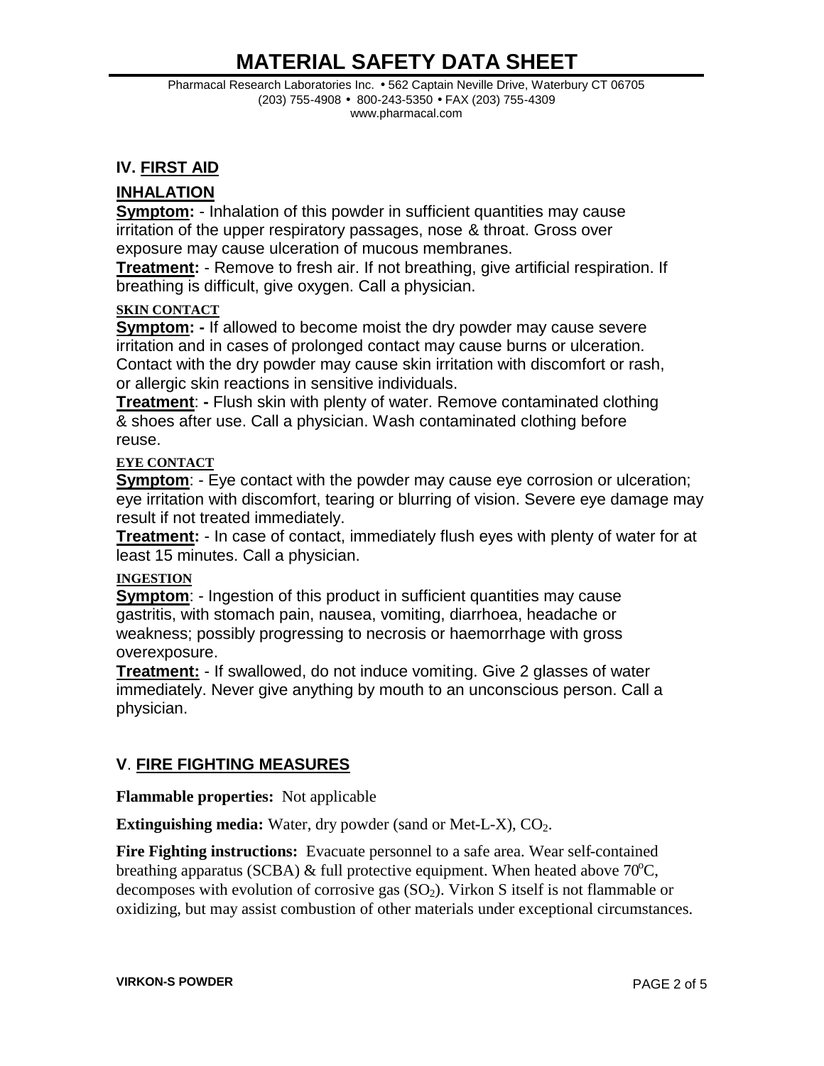# MATERIAL SAFETY DATA SHEET

Pharmacal Research Laboratories Inc. • 562 Captain Neville Drive, Waterbury CT 06705
(203) 755-4908 • 800-243-5350 • FAX (203) 755-4309
www.pharmacal.com

## IV. FIRST AID

### INHALATION

**Symptom:** - Inhalation of this powder in sufficient quantities may cause irritation of the upper respiratory passages, nose & throat. Gross over exposure may cause ulceration of mucous membranes.

**Treatment:** - Remove to fresh air. If not breathing, give artificial respiration. If breathing is difficult, give oxygen. Call a physician.

### SKIN CONTACT

**Symptom: -** If allowed to become moist the dry powder may cause severe irritation and in cases of prolonged contact may cause burns or ulceration. Contact with the dry powder may cause skin irritation with discomfort or rash, or allergic skin reactions in sensitive individuals.

**Treatment**: **-** Flush skin with plenty of water. Remove contaminated clothing & shoes after use. Call a physician. Wash contaminated clothing before reuse.

### EYE CONTACT

**Symptom**: - Eye contact with the powder may cause eye corrosion or ulceration; eye irritation with discomfort, tearing or blurring of vision. Severe eye damage may result if not treated immediately.

**Treatment:** - In case of contact, immediately flush eyes with plenty of water for at least 15 minutes. Call a physician.

### INGESTION

**Symptom**: - Ingestion of this product in sufficient quantities may cause gastritis, with stomach pain, nausea, vomiting, diarrhoea, headache or weakness; possibly progressing to necrosis or haemorrhage with gross overexposure.

**Treatment:** - If swallowed, do not induce vomiting. Give 2 glasses of water immediately. Never give anything by mouth to an unconscious person. Call a physician.

## V. FIRE FIGHTING MEASURES

**Flammable properties:** Not applicable

**Extinguishing media:** Water, dry powder (sand or Met-L-X), $CO_2$.

**Fire Fighting instructions:** Evacuate personnel to a safe area. Wear self-contained breathing apparatus (SCBA) & full protective equipment. When heated above 70°C, decomposes with evolution of corrosive gas ($SO_2$). Virkon S itself is not flammable or oxidizing, but may assist combustion of other materials under exceptional circumstances.

VIRKON-S POWDER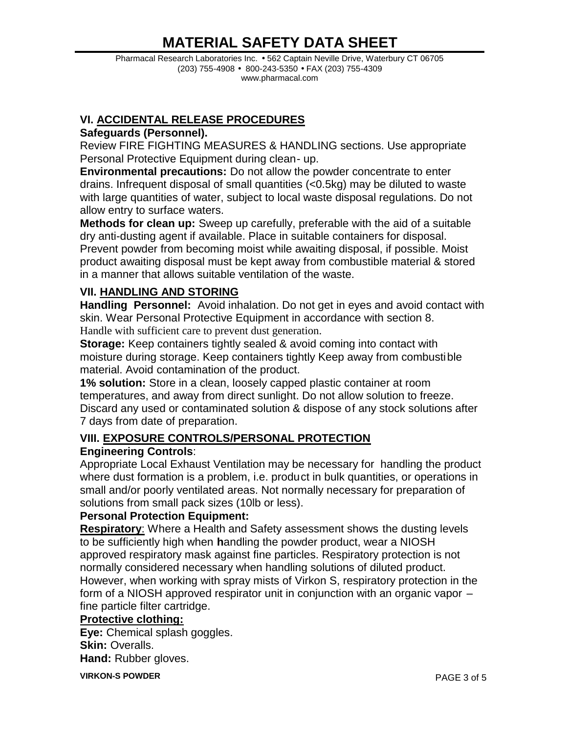# MATERIAL SAFETY DATA SHEET

Pharmacal Research Laboratories Inc. • 562 Captain Neville Drive, Waterbury CT 06705
(203) 755-4908 • 800-243-5350 • FAX (203) 755-4309
www.pharmacal.com

## VI. ACCIDENTAL RELEASE PROCEDURES

**Safeguards (Personnel).**

Review FIRE FIGHTING MEASURES & HANDLING sections. Use appropriate Personal Protective Equipment during clean- up.

**Environmental precautions:** Do not allow the powder concentrate to enter drains. Infrequent disposal of small quantities (<0.5kg) may be diluted to waste with large quantities of water, subject to local waste disposal regulations. Do not allow entry to surface waters.

**Methods for clean up:** Sweep up carefully, preferable with the aid of a suitable dry anti-dusting agent if available. Place in suitable containers for disposal. Prevent powder from becoming moist while awaiting disposal, if possible. Moist product awaiting disposal must be kept away from combustible material & stored in a manner that allows suitable ventilation of the waste.

## VII. HANDLING AND STORING

**Handling Personnel:** Avoid inhalation. Do not get in eyes and avoid contact with skin. Wear Personal Protective Equipment in accordance with section 8. Handle with sufficient care to prevent dust generation.

**Storage:** Keep containers tightly sealed & avoid coming into contact with moisture during storage. Keep containers tightly Keep away from combustible material. Avoid contamination of the product.

**1% solution:** Store in a clean, loosely capped plastic container at room temperatures, and away from direct sunlight. Do not allow solution to freeze. Discard any used or contaminated solution & dispose of any stock solutions after 7 days from date of preparation.

## VIII. EXPOSURE CONTROLS/PERSONAL PROTECTION

**Engineering Controls**:

Appropriate Local Exhaust Ventilation may be necessary for handling the product where dust formation is a problem, i.e. product in bulk quantities, or operations in small and/or poorly ventilated areas. Not normally necessary for preparation of solutions from small pack sizes (10lb or less).

**Personal Protection Equipment:**

**Respiratory**: Where a Health and Safety assessment shows the dusting levels to be sufficiently high when handling the powder product, wear a NIOSH approved respiratory mask against fine particles. Respiratory protection is not normally considered necessary when handling solutions of diluted product. However, when working with spray mists of Virkon S, respiratory protection in the form of a NIOSH approved respirator unit in conjunction with an organic vapor – fine particle filter cartridge.

**Protective clothing:**

**Eye:** Chemical splash goggles.
**Skin:** Overalls.
**Hand:** Rubber gloves.

VIRKON-S POWDER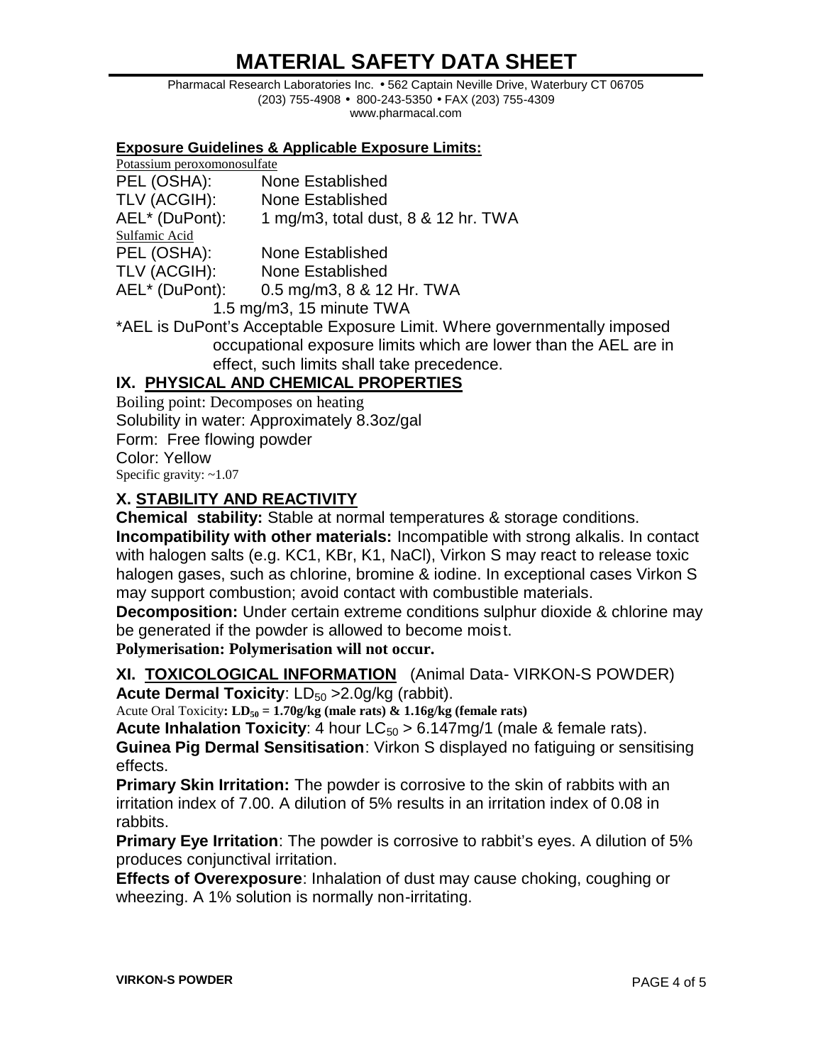# MATERIAL SAFETY DATA SHEET

Pharmacal Research Laboratories Inc. • 562 Captain Neville Drive, Waterbury CT 06705
(203) 755-4908 • 800-243-5350 • FAX (203) 755-4309
www.pharmacal.com

**Exposure Guidelines & Applicable Exposure Limits:**

Potassium peroxomonosulfate

PEL (OSHA): None Established
TLV (ACGIH): None Established
AEL* (DuPont): 1 mg/m3, total dust, 8 & 12 hr. TWA

Sulfamic Acid

PEL (OSHA): None Established
TLV (ACGIH): None Established
AEL* (DuPont): 0.5 mg/m3, 8 & 12 Hr. TWA
1.5 mg/m3, 15 minute TWA

*AEL is DuPont's Acceptable Exposure Limit. Where governmentally imposed occupational exposure limits which are lower than the AEL are in effect, such limits shall take precedence.

## IX. PHYSICAL AND CHEMICAL PROPERTIES

Boiling point: Decomposes on heating
Solubility in water: Approximately 8.3oz/gal
Form: Free flowing powder
Color: Yellow
Specific gravity: ~1.07

## X. STABILITY AND REACTIVITY

**Chemical stability:** Stable at normal temperatures & storage conditions.

**Incompatibility with other materials:** Incompatible with strong alkalis. In contact with halogen salts (e.g. KC1, KBr, K1, NaCl), Virkon S may react to release toxic halogen gases, such as chlorine, bromine & iodine. In exceptional cases Virkon S may support combustion; avoid contact with combustible materials.

**Decomposition:** Under certain extreme conditions sulphur dioxide & chlorine may be generated if the powder is allowed to become moist.

**Polymerisation: Polymerisation will not occur.**

## XI. TOXICOLOGICAL INFORMATION (Animal Data- VIRKON-S POWDER)

**Acute Dermal Toxicity**: $LD_{50}$ >2.0g/kg (rabbit).

Acute Oral Toxicity**: $LD_{50}$ = 1.70g/kg (male rats) & 1.16g/kg (female rats)**

**Acute Inhalation Toxicity**: 4 hour $LC_{50}$ > 6.147mg/1 (male & female rats).

**Guinea Pig Dermal Sensitisation**: Virkon S displayed no fatiguing or sensitising effects.

**Primary Skin Irritation:** The powder is corrosive to the skin of rabbits with an irritation index of 7.00. A dilution of 5% results in an irritation index of 0.08 in rabbits.

**Primary Eye Irritation**: The powder is corrosive to rabbit's eyes. A dilution of 5% produces conjunctival irritation.

**Effects of Overexposure**: Inhalation of dust may cause choking, coughing or wheezing. A 1% solution is normally non-irritating.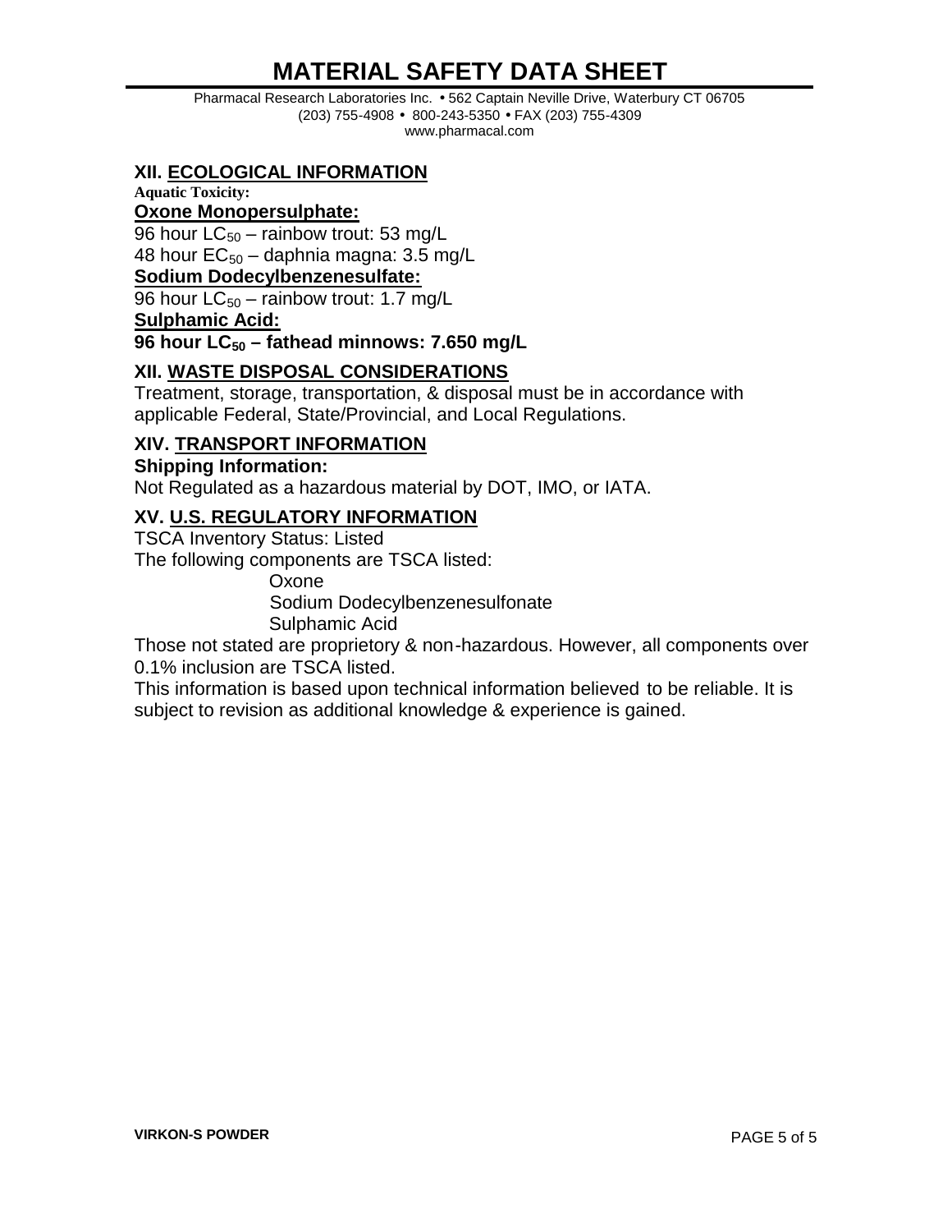## XII. ECOLOGICAL INFORMATION

**Aquatic Toxicity:**

**Oxone Monopersulphate:**

96 hour $LC_{50}$ – rainbow trout: 53 mg/L

48 hour $EC_{50}$ – daphnia magna: 3.5 mg/L

**Sodium Dodecylbenzenesulfate:**

96 hour $LC_{50}$ – rainbow trout: 1.7 mg/L

**Sulphamic Acid:**

**96 hour $LC_{50}$ – fathead minnows: 7.650 mg/L**

## XII. WASTE DISPOSAL CONSIDERATIONS

Treatment, storage, transportation, & disposal must be in accordance with applicable Federal, State/Provincial, and Local Regulations.

## XIV. TRANSPORT INFORMATION

**Shipping Information:**

Not Regulated as a hazardous material by DOT, IMO, or IATA.

## XV. U.S. REGULATORY INFORMATION

TSCA Inventory Status: Listed

The following components are TSCA listed:

Oxone

Sodium Dodecylbenzenesulfonate

Sulphamic Acid

Those not stated are proprietory & non-hazardous. However, all components over 0.1% inclusion are TSCA listed.

This information is based upon technical information believed to be reliable. It is subject to revision as additional knowledge & experience is gained.